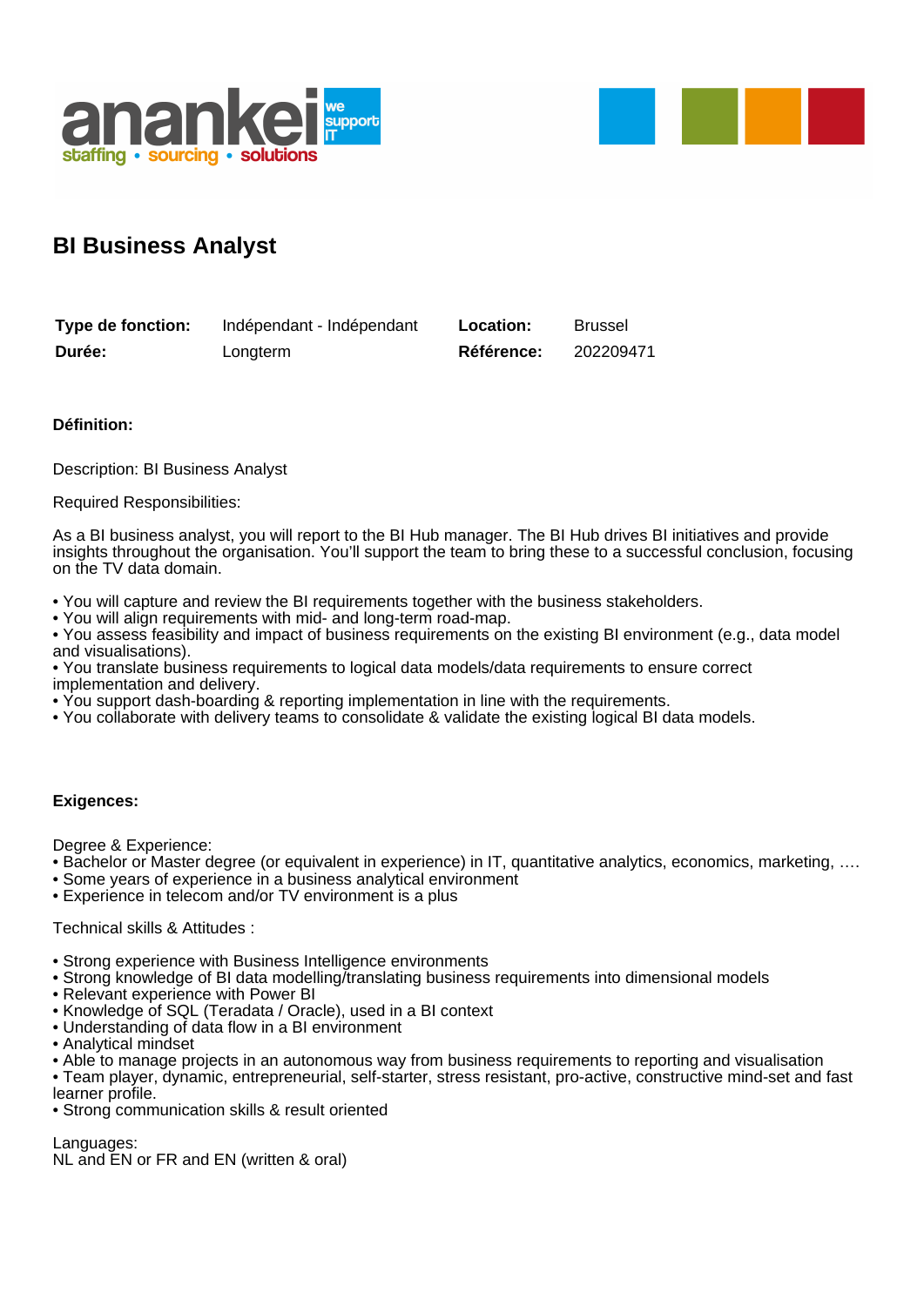# BI Business Analyst

| | | | |
|---|---|---|---|
| **Type de fonction:** | Indépendant - Indépendant | **Location:** | Brussel |
| **Durée:** | Longterm | **Référence:** | 202209471 |

**Définition:**

Description: BI Business Analyst

Required Responsibilities:

As a BI business analyst, you will report to the BI Hub manager. The BI Hub drives BI initiatives and provide insights throughout the organisation. You'll support the team to bring these to a successful conclusion, focusing on the TV data domain.

- You will capture and review the BI requirements together with the business stakeholders.
- You will align requirements with mid- and long-term road-map.
- You assess feasibility and impact of business requirements on the existing BI environment (e.g., data model and visualisations).
- You translate business requirements to logical data models/data requirements to ensure correct implementation and delivery.
- You support dash-boarding & reporting implementation in line with the requirements.
- You collaborate with delivery teams to consolidate & validate the existing logical BI data models.

**Exigences:**

Degree & Experience:
- Bachelor or Master degree (or equivalent in experience) in IT, quantitative analytics, economics, marketing, ….
- Some years of experience in a business analytical environment
- Experience in telecom and/or TV environment is a plus

Technical skills & Attitudes :

- Strong experience with Business Intelligence environments
- Strong knowledge of BI data modelling/translating business requirements into dimensional models
- Relevant experience with Power BI
- Knowledge of SQL (Teradata / Oracle), used in a BI context
- Understanding of data flow in a BI environment
- Analytical mindset
- Able to manage projects in an autonomous way from business requirements to reporting and visualisation
- Team player, dynamic, entrepreneurial, self-starter, stress resistant, pro-active, constructive mind-set and fast learner profile.
- Strong communication skills & result oriented

Languages:
NL and EN or FR and EN (written & oral)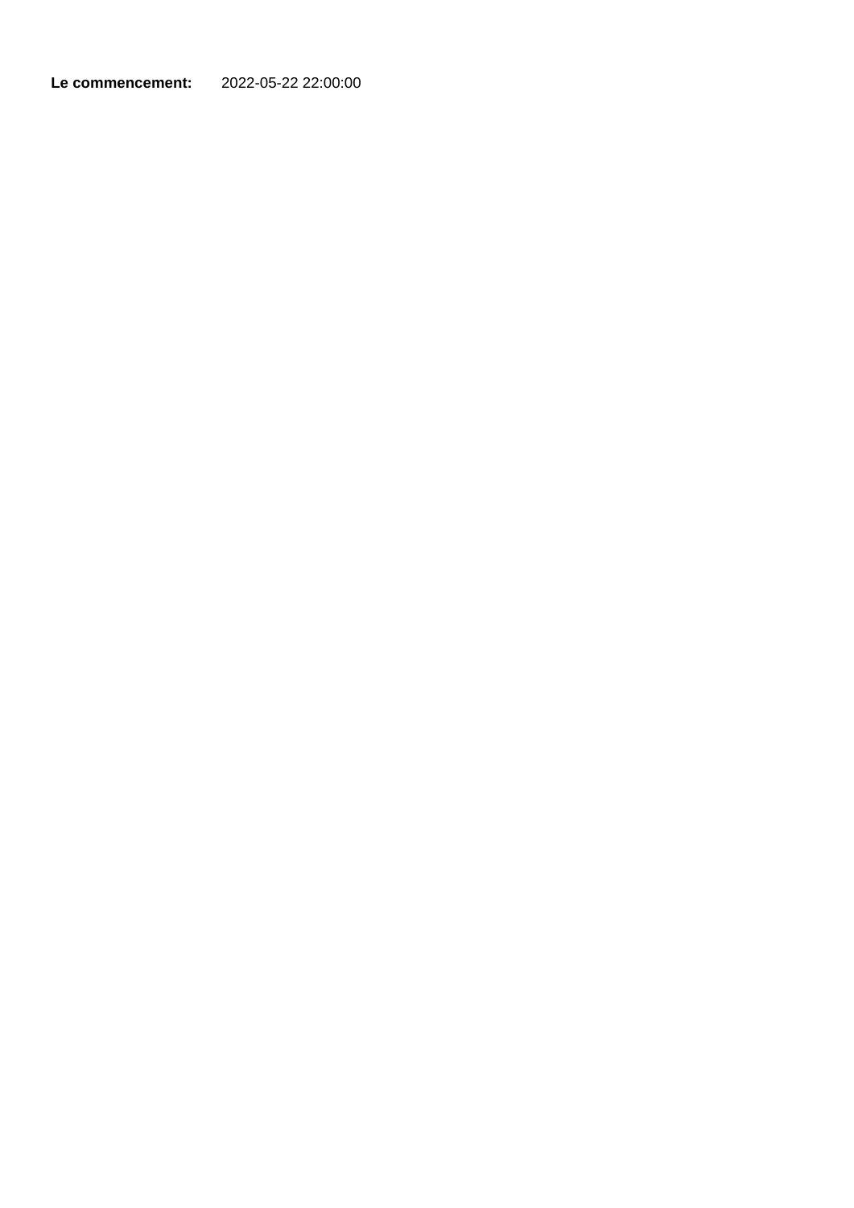**Le commencement:** 2022-05-22 22:00:00